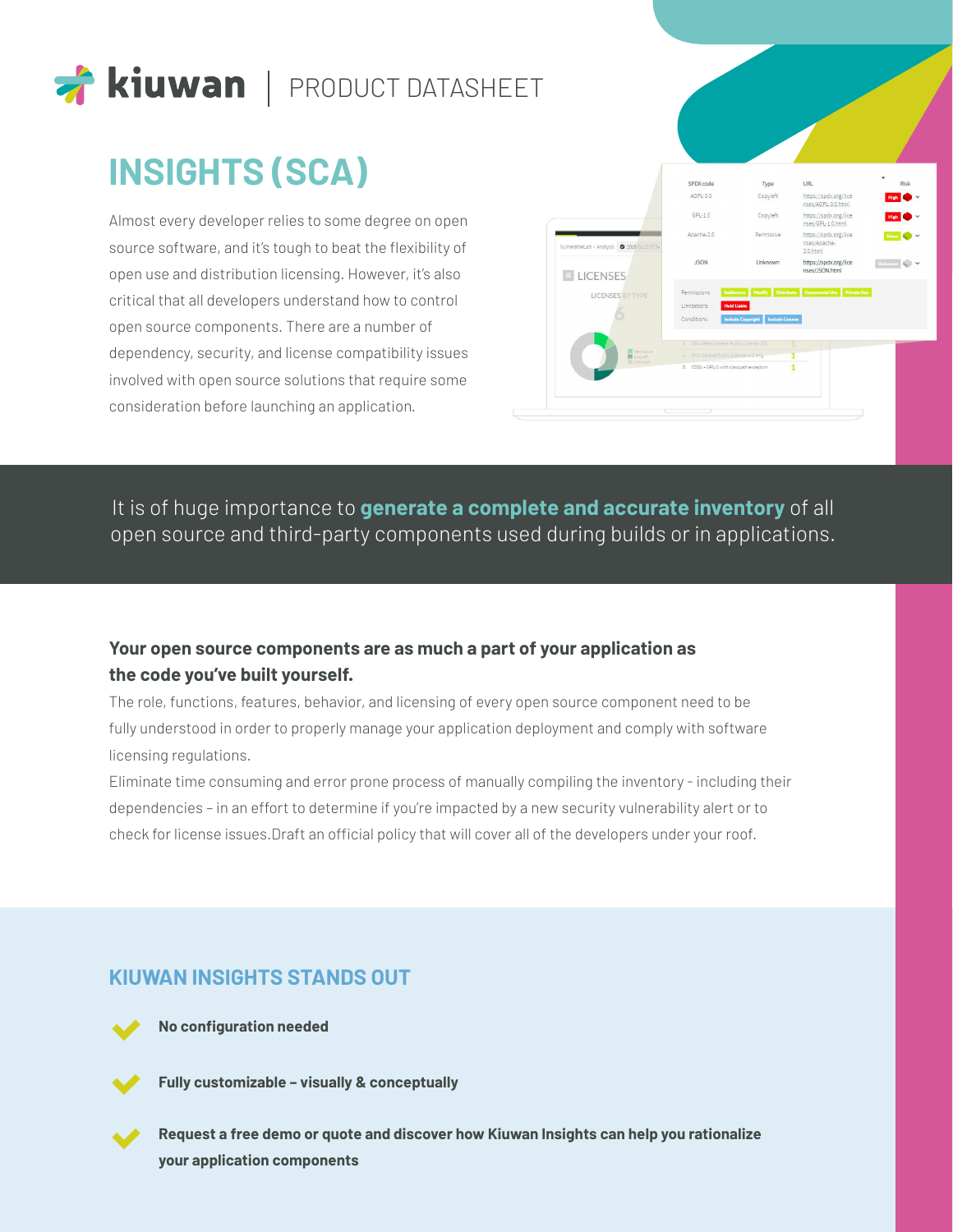kiuwan | PRODUCT DATASHEET

# INSIGHTS (SCA)

Almost every developer relies to some degree on open source software, and it's tough to beat the flexibility of open use and distribution licensing. However, it's also critical that all developers understand how to control open source components. There are a number of dependency, security, and license compatibility issues involved with open source solutions that require some consideration before launching an application.

It is of huge importance to **generate a complete and accurate inventory** of all open source and third-party components used during builds or in applications.

**Your open source components are as much a part of your application as the code you've built yourself.**

The role, functions, features, behavior, and licensing of every open source component need to be fully understood in order to properly manage your application deployment and comply with software licensing regulations.

Eliminate time consuming and error prone process of manually compiling the inventory - including their dependencies - in an effort to determine if you're impacted by a new security vulnerability alert or to check for license issues.Draft an official policy that will cover all of the developers under your roof.

## KIUWAN INSIGHTS STANDS OUT

- **No configuration needed**
- **Fully customizable – visually & conceptually**
- **Request a free demo or quote and discover how Kiuwan Insights can help you rationalize your application components**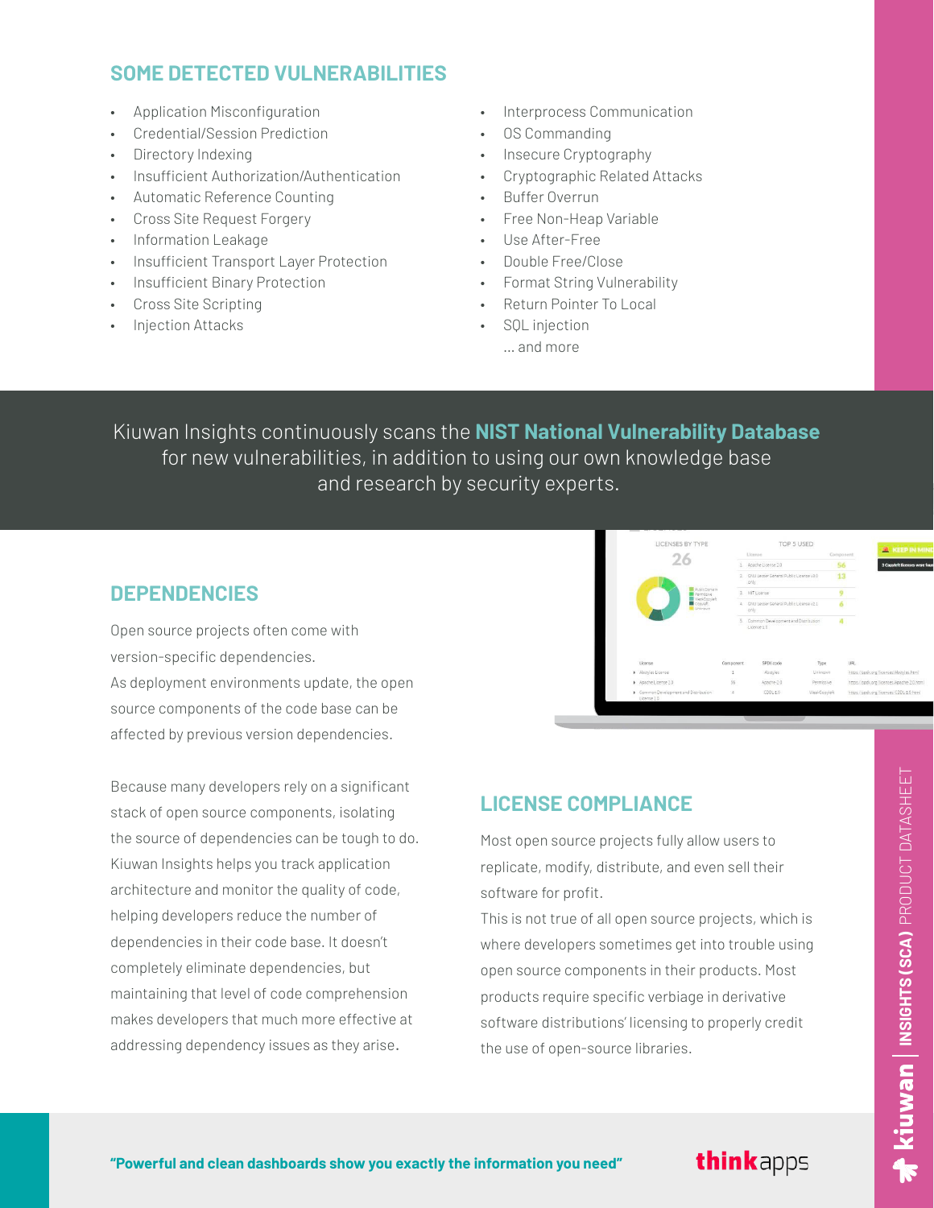## SOME DETECTED VULNERABILITIES

- Application Misconfiguration
- Credential/Session Prediction
- Directory Indexing
- Insufficient Authorization/Authentication
- Automatic Reference Counting
- Cross Site Request Forgery
- Information Leakage
- Insufficient Transport Layer Protection
- Insufficient Binary Protection
- Cross Site Scripting
- Injection Attacks
- Interprocess Communication
- OS Commanding
- Insecure Cryptography
- Cryptographic Related Attacks
- Buffer Overrun
- Free Non-Heap Variable
- Use After-Free
- Double Free/Close
- Format String Vulnerability
- Return Pointer To Local
- SQL injection

... and more

Kiuwan Insights continuously scans the **NIST National Vulnerability Database** for new vulnerabilities, in addition to using our own knowledge base and research by security experts.

## DEPENDENCIES

Open source projects often come with version-specific dependencies.
As deployment environments update, the open source components of the code base can be affected by previous version dependencies.

Because many developers rely on a significant stack of open source components, isolating the source of dependencies can be tough to do. Kiuwan Insights helps you track application architecture and monitor the quality of code, helping developers reduce the number of dependencies in their code base. It doesn't completely eliminate dependencies, but maintaining that level of code comprehension makes developers that much more effective at addressing dependency issues as they arise.

## LICENSE COMPLIANCE

Most open source projects fully allow users to replicate, modify, distribute, and even sell their software for profit.
This is not true of all open source projects, which is where developers sometimes get into trouble using open source components in their products. Most products require specific verbiage in derivative software distributions' licensing to properly credit the use of open-source libraries.

**"Powerful and clean dashboards show you exactly the information you need"**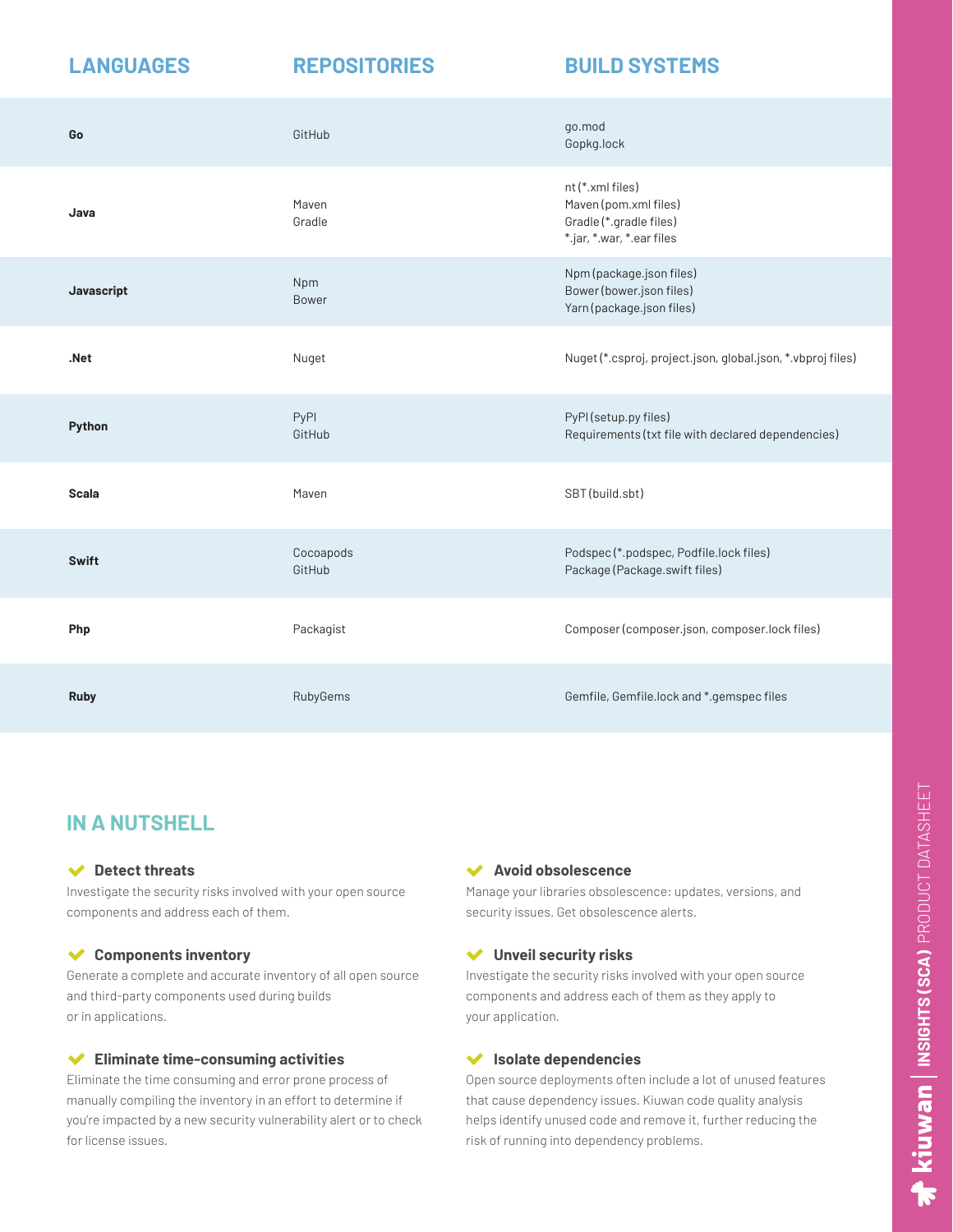| LANGUAGES | REPOSITORIES | BUILD SYSTEMS |
|---|---|---|
| **Go** | GitHub | go.mod<br>Gopkg.lock |
| **Java** | Maven<br>Gradle | nt (*.xml files)<br>Maven (pom.xml files)<br>Gradle (*.gradle files)<br>*.jar, *.war, *.ear files |
| **Javascript** | Npm<br>Bower | Npm (package.json files)<br>Bower (bower.json files)<br>Yarn (package.json files) |
| **.Net** | Nuget | Nuget (*.csproj, project.json, global.json, *.vbproj files) |
| **Python** | PyPI<br>GitHub | PyPI (setup.py files)<br>Requirements (txt file with declared dependencies) |
| **Scala** | Maven | SBT (build.sbt) |
| **Swift** | Cocoapods<br>GitHub | Podspec (*.podspec, Podfile.lock files)<br>Package (Package.swift files) |
| **Php** | Packagist | Composer (composer.json, composer.lock files) |
| **Ruby** | RubyGems | Gemfile, Gemfile.lock and *.gemspec files |

## IN A NUTSHELL

### Detect threats

Investigate the security risks involved with your open source components and address each of them.

### Components inventory

Generate a complete and accurate inventory of all open source and third-party components used during builds or in applications.

### Eliminate time-consuming activities

Eliminate the time consuming and error prone process of manually compiling the inventory in an effort to determine if you're impacted by a new security vulnerability alert or to check for license issues.

### Avoid obsolescence

Manage your libraries obsolescence: updates, versions, and security issues. Get obsolescence alerts.

### Unveil security risks

Investigate the security risks involved with your open source components and address each of them as they apply to your application.

### Isolate dependencies

Open source deployments often include a lot of unused features that cause dependency issues. Kiuwan code quality analysis helps identify unused code and remove it, further reducing the risk of running into dependency problems.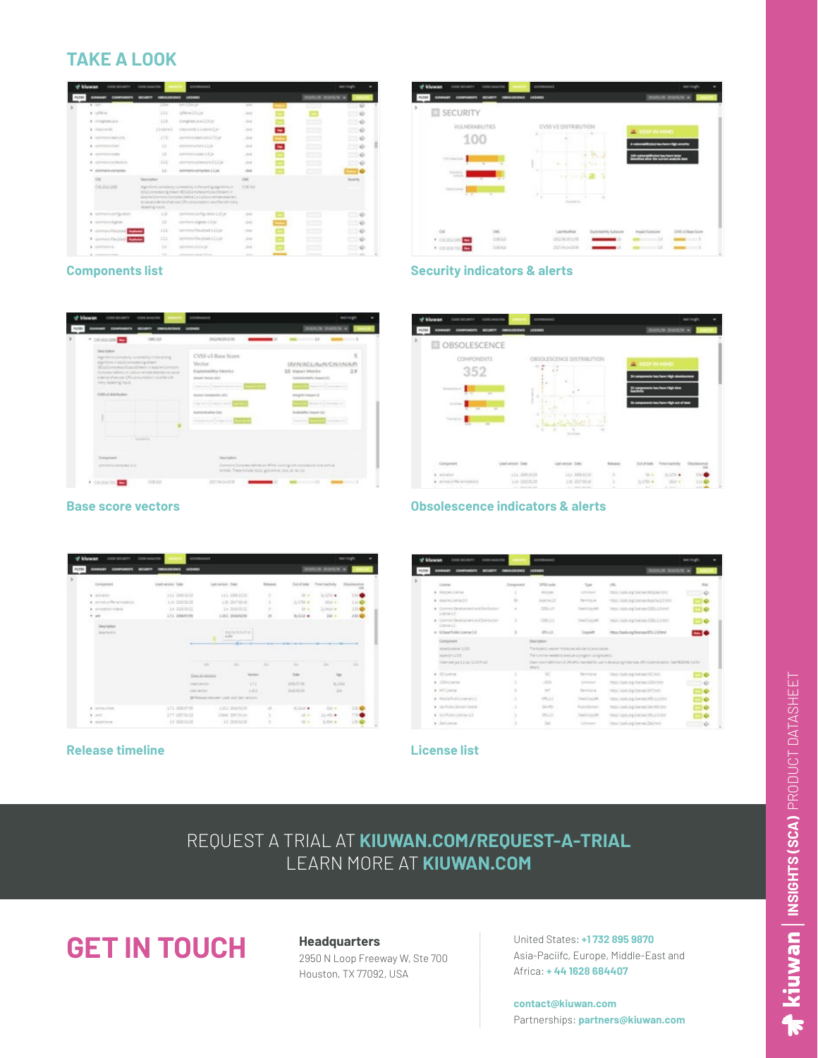## TAKE A LOOK

Components list

Security indicators & alerts

Base score vectors

Obsolescence indicators & alerts

Release timeline

License list

REQUEST A TRIAL AT **KIUWAN.COM/REQUEST-A-TRIAL**
LEARN MORE AT **KIUWAN.COM**

## GET IN TOUCH

**Headquarters**
2950 N Loop Freeway W, Ste 700
Houston, TX 77092, USA

United States: **+1 732 895 9870**
Asia-Paciifc, Europe, Middle-East and Africa: **+ 44 1628 684407**

**contact@kiuwan.com**
Partnerships: **partners@kiuwan.com**